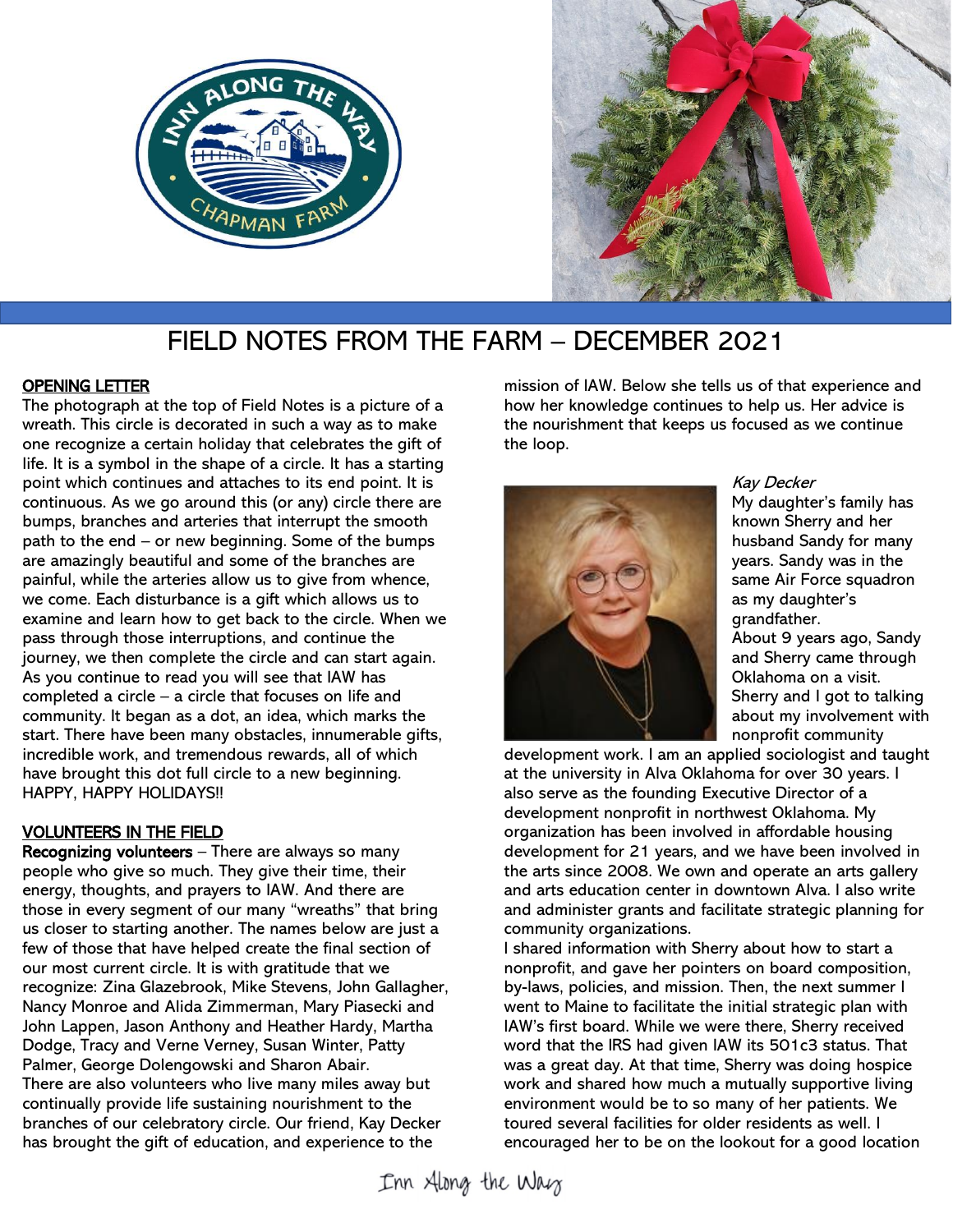# FIELD NOTES FROM THE FARM – DECEMBER 2021

## OPENING LETTER

The photograph at the top of Field Notes is a picture of a wreath. This circle is decorated in such a way as to make one recognize a certain holiday that celebrates the gift of life. It is a symbol in the shape of a circle. It has a starting point which continues and attaches to its end point. It is continuous. As we go around this (or any) circle there are bumps, branches and arteries that interrupt the smooth path to the end – or new beginning. Some of the bumps are amazingly beautiful and some of the branches are painful, while the arteries allow us to give from whence, we come. Each disturbance is a gift which allows us to examine and learn how to get back to the circle. When we pass through those interruptions, and continue the journey, we then complete the circle and can start again. As you continue to read you will see that IAW has completed a circle – a circle that focuses on life and community. It began as a dot, an idea, which marks the start. There have been many obstacles, innumerable gifts, incredible work, and tremendous rewards, all of which have brought this dot full circle to a new beginning.

HAPPY, HAPPY HOLIDAYS!!

## VOLUNTEERS IN THE FIELD

**Recognizing volunteers** – There are always so many people who give so much. They give their time, their energy, thoughts, and prayers to IAW. And there are those in every segment of our many "wreaths" that bring us closer to starting another. The names below are just a few of those that have helped create the final section of our most current circle. It is with gratitude that we recognize: Zina Glazebrook, Mike Stevens, John Gallagher, Nancy Monroe and Alida Zimmerman, Mary Piasecki and John Lappen, Jason Anthony and Heather Hardy, Martha Dodge, Tracy and Verne Verney, Susan Winter, Patty Palmer, George Dolengowski and Sharon Abair.

There are also volunteers who live many miles away but continually provide life sustaining nourishment to the branches of our celebratory circle. Our friend, Kay Decker has brought the gift of education, and experience to the mission of IAW. Below she tells us of that experience and how her knowledge continues to help us. Her advice is the nourishment that keeps us focused as we continue the loop.

*Kay Decker*

My daughter's family has known Sherry and her husband Sandy for many years. Sandy was in the same Air Force squadron as my daughter's grandfather.

About 9 years ago, Sandy and Sherry came through Oklahoma on a visit. Sherry and I got to talking about my involvement with nonprofit community development work. I am an applied sociologist and taught at the university in Alva Oklahoma for over 30 years. I also serve as the founding Executive Director of a development nonprofit in northwest Oklahoma. My organization has been involved in affordable housing development for 21 years, and we have been involved in the arts since 2008. We own and operate an arts gallery and arts education center in downtown Alva. I also write and administer grants and facilitate strategic planning for community organizations.

I shared information with Sherry about how to start a nonprofit, and gave her pointers on board composition, by-laws, policies, and mission. Then, the next summer I went to Maine to facilitate the initial strategic plan with IAW's first board. While we were there, Sherry received word that the IRS had given IAW its 501c3 status. That was a great day. At that time, Sherry was doing hospice work and shared how much a mutually supportive living environment would be to so many of her patients. We toured several facilities for older residents as well. I encouraged her to be on the lookout for a good location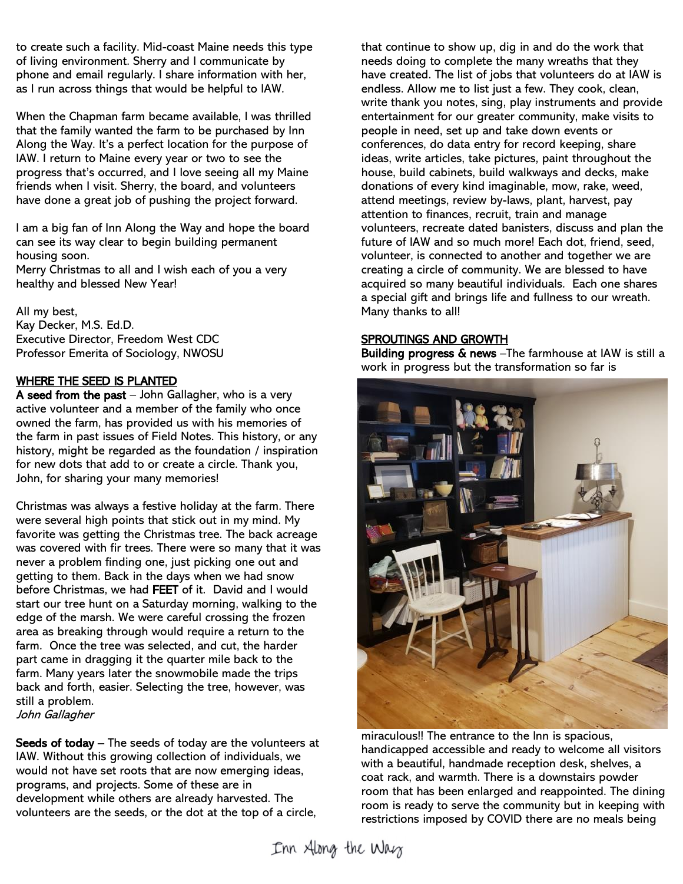to create such a facility. Mid-coast Maine needs this type of living environment. Sherry and I communicate by phone and email regularly. I share information with her, as I run across things that would be helpful to IAW.

When the Chapman farm became available, I was thrilled that the family wanted the farm to be purchased by Inn Along the Way. It's a perfect location for the purpose of IAW. I return to Maine every year or two to see the progress that's occurred, and I love seeing all my Maine friends when I visit. Sherry, the board, and volunteers have done a great job of pushing the project forward.

I am a big fan of Inn Along the Way and hope the board can see its way clear to begin building permanent housing soon.
Merry Christmas to all and I wish each of you a very healthy and blessed New Year!

All my best,
Kay Decker, M.S. Ed.D.
Executive Director, Freedom West CDC
Professor Emerita of Sociology, NWOSU

## WHERE THE SEED IS PLANTED

**A seed from the past** – John Gallagher, who is a very active volunteer and a member of the family who once owned the farm, has provided us with his memories of the farm in past issues of Field Notes. This history, or any history, might be regarded as the foundation / inspiration for new dots that add to or create a circle. Thank you, John, for sharing your many memories!

Christmas was always a festive holiday at the farm. There were several high points that stick out in my mind. My favorite was getting the Christmas tree. The back acreage was covered with fir trees. There were so many that it was never a problem finding one, just picking one out and getting to them. Back in the days when we had snow before Christmas, we had **FEET** of it. David and I would start our tree hunt on a Saturday morning, walking to the edge of the marsh. We were careful crossing the frozen area as breaking through would require a return to the farm. Once the tree was selected, and cut, the harder part came in dragging it the quarter mile back to the farm. Many years later the snowmobile made the trips back and forth, easier. Selecting the tree, however, was still a problem.
*John Gallagher*

**Seeds of today** – The seeds of today are the volunteers at IAW. Without this growing collection of individuals, we would not have set roots that are now emerging ideas, programs, and projects. Some of these are in development while others are already harvested. The volunteers are the seeds, or the dot at the top of a circle, that continue to show up, dig in and do the work that needs doing to complete the many wreaths that they have created. The list of jobs that volunteers do at IAW is endless. Allow me to list just a few. They cook, clean, write thank you notes, sing, play instruments and provide entertainment for our greater community, make visits to people in need, set up and take down events or conferences, do data entry for record keeping, share ideas, write articles, take pictures, paint throughout the house, build cabinets, build walkways and decks, make donations of every kind imaginable, mow, rake, weed, attend meetings, review by-laws, plant, harvest, pay attention to finances, recruit, train and manage volunteers, recreate dated banisters, discuss and plan the future of IAW and so much more! Each dot, friend, seed, volunteer, is connected to another and together we are creating a circle of community. We are blessed to have acquired so many beautiful individuals. Each one shares a special gift and brings life and fullness to our wreath. Many thanks to all!

## SPROUTINGS AND GROWTH

**Building progress & news** –The farmhouse at IAW is still a work in progress but the transformation so far is miraculous!! The entrance to the Inn is spacious, handicapped accessible and ready to welcome all visitors with a beautiful, handmade reception desk, shelves, a coat rack, and warmth. There is a downstairs powder room that has been enlarged and reappointed. The dining room is ready to serve the community but in keeping with restrictions imposed by COVID there are no meals being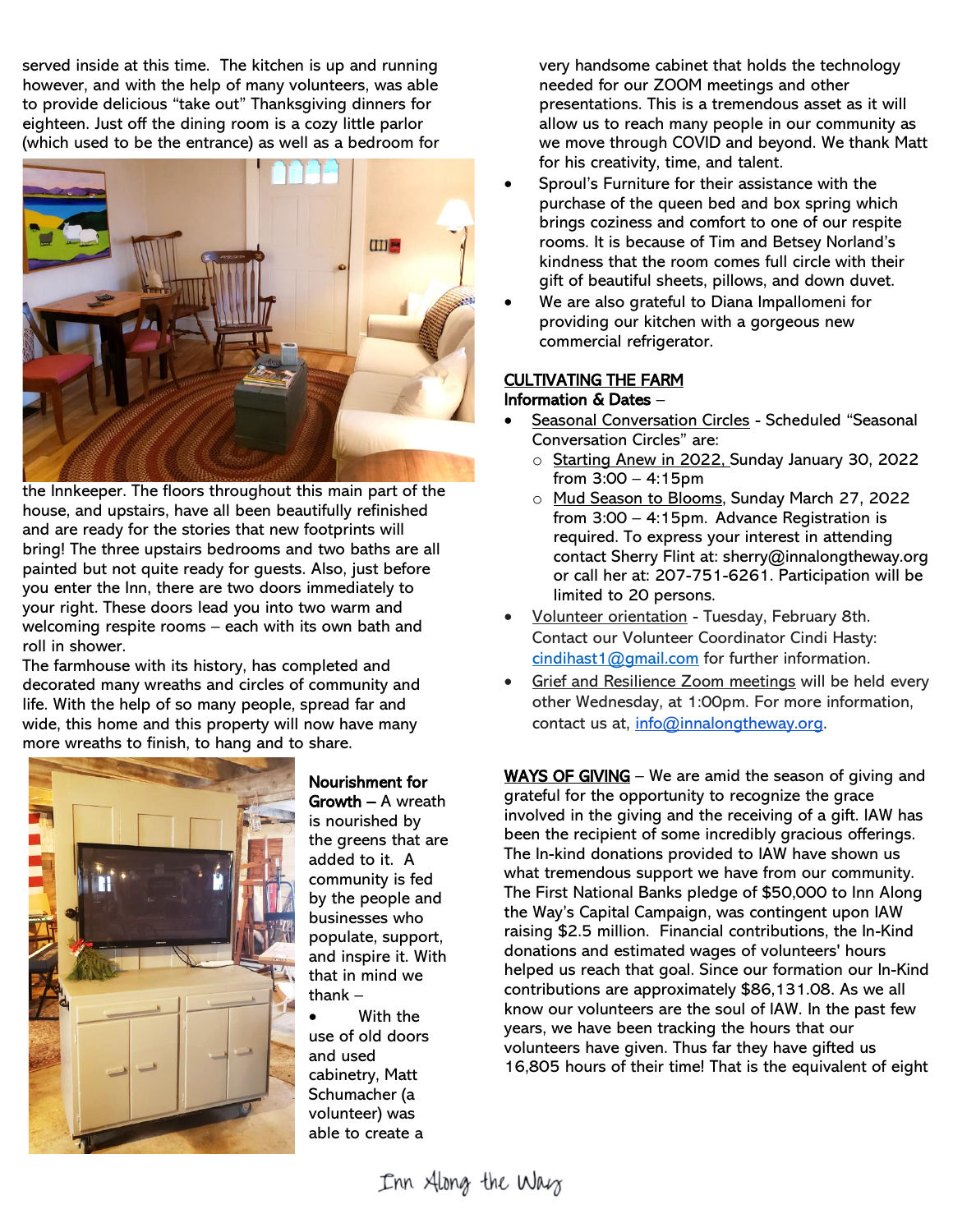served inside at this time. The kitchen is up and running however, and with the help of many volunteers, was able to provide delicious "take out" Thanksgiving dinners for eighteen. Just off the dining room is a cozy little parlor (which used to be the entrance) as well as a bedroom for the Innkeeper. The floors throughout this main part of the house, and upstairs, have all been beautifully refinished and are ready for the stories that new footprints will bring! The three upstairs bedrooms and two baths are all painted but not quite ready for guests. Also, just before you enter the Inn, there are two doors immediately to your right. These doors lead you into two warm and welcoming respite rooms – each with its own bath and roll in shower.

The farmhouse with its history, has completed and decorated many wreaths and circles of community and life. With the help of so many people, spread far and wide, this home and this property will now have many more wreaths to finish, to hang and to share.

**Nourishment for Growth** – A wreath is nourished by the greens that are added to it. A community is fed by the people and businesses who populate, support, and inspire it. With that in mind we thank –

- With the use of old doors and used cabinetry, Matt Schumacher (a volunteer) was able to create a very handsome cabinet that holds the technology needed for our ZOOM meetings and other presentations. This is a tremendous asset as it will allow us to reach many people in our community as we move through COVID and beyond. We thank Matt for his creativity, time, and talent.
- Sproul's Furniture for their assistance with the purchase of the queen bed and box spring which brings coziness and comfort to one of our respite rooms. It is because of Tim and Betsey Norland's kindness that the room comes full circle with their gift of beautiful sheets, pillows, and down duvet.
- We are also grateful to Diana Impallomeni for providing our kitchen with a gorgeous new commercial refrigerator.

**CULTIVATING THE FARM**
**Information & Dates** –

- Seasonal Conversation Circles - Scheduled "Seasonal Conversation Circles" are:
  - Starting Anew in 2022, Sunday January 30, 2022 from 3:00 – 4:15pm
  - Mud Season to Blooms, Sunday March 27, 2022 from 3:00 – 4:15pm. Advance Registration is required. To express your interest in attending contact Sherry Flint at: sherry@innalongtheway.org or call her at: 207-751-6261. Participation will be limited to 20 persons.
- Volunteer orientation - Tuesday, February 8th. Contact our Volunteer Coordinator Cindi Hasty: cindihast1@gmail.com for further information.
- Grief and Resilience Zoom meetings will be held every other Wednesday, at 1:00pm. For more information, contact us at, info@innalongtheway.org.

**WAYS OF GIVING** – We are amid the season of giving and grateful for the opportunity to recognize the grace involved in the giving and the receiving of a gift. IAW has been the recipient of some incredibly gracious offerings. The In-kind donations provided to IAW have shown us what tremendous support we have from our community. The First National Banks pledge of $50,000 to Inn Along the Way's Capital Campaign, was contingent upon IAW raising $2.5 million. Financial contributions, the In-Kind donations and estimated wages of volunteers' hours helped us reach that goal. Since our formation our In-Kind contributions are approximately $86,131.08. As we all know our volunteers are the soul of IAW. In the past few years, we have been tracking the hours that our volunteers have given. Thus far they have gifted us 16,805 hours of their time! That is the equivalent of eight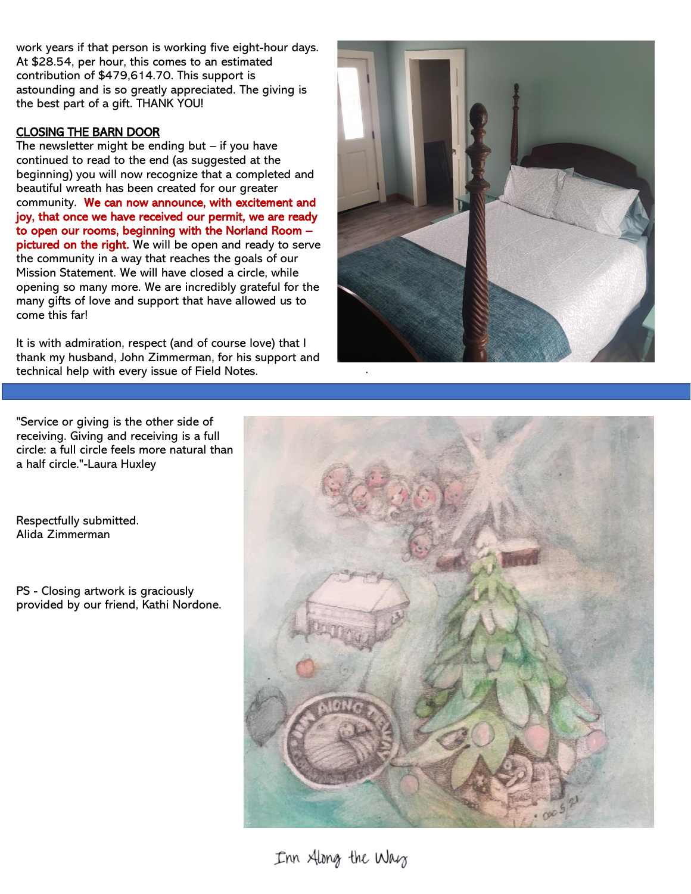work years if that person is working five eight-hour days. At $28.54, per hour, this comes to an estimated contribution of $479,614.70. This support is astounding and is so greatly appreciated. The giving is the best part of a gift. THANK YOU!

## CLOSING THE BARN DOOR

The newsletter might be ending but – if you have continued to read to the end (as suggested at the beginning) you will now recognize that a completed and beautiful wreath has been created for our greater community. **We can now announce, with excitement and joy, that once we have received our permit, we are ready to open our rooms, beginning with the Norland Room – pictured on the right.** We will be open and ready to serve the community in a way that reaches the goals of our Mission Statement. We will have closed a circle, while opening so many more. We are incredibly grateful for the many gifts of love and support that have allowed us to come this far!

It is with admiration, respect (and of course love) that I thank my husband, John Zimmerman, for his support and technical help with every issue of Field Notes.

"Service or giving is the other side of receiving. Giving and receiving is a full circle: a full circle feels more natural than a half circle."-Laura Huxley

Respectfully submitted.
Alida Zimmerman

PS - Closing artwork is graciously provided by our friend, Kathi Nordone.

Inn Along the Way